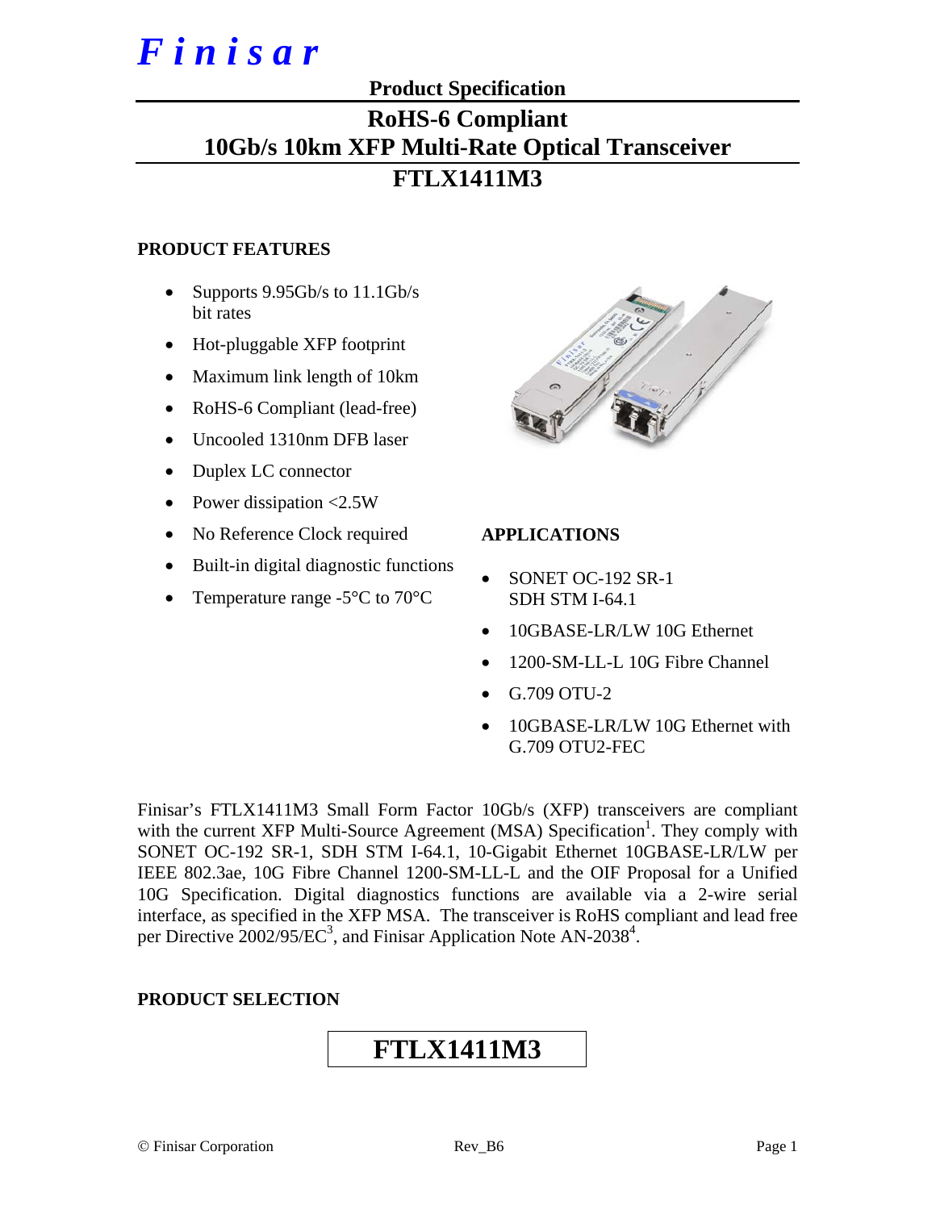# Finisar

## Product Specification

# RoHS-6 Compliant 10Gb/s 10km XFP Multi-Rate Optical Transceiver

# FTLX1411M3

### PRODUCT FEATURES

- Supports 9.95Gb/s to 11.1Gb/s bit rates
- Hot-pluggable XFP footprint
- Maximum link length of 10km
- RoHS-6 Compliant (lead-free)
- Uncooled 1310nm DFB laser
- Duplex LC connector
- Power dissipation <2.5W
- No Reference Clock required
- Built-in digital diagnostic functions
- Temperature range -5°C to 70°C

### APPLICATIONS

- SONET OC-192 SR-1 SDH STM I-64.1
- 10GBASE-LR/LW 10G Ethernet
- 1200-SM-LL-L 10G Fibre Channel
- G.709 OTU-2
- 10GBASE-LR/LW 10G Ethernet with G.709 OTU2-FEC

Finisar's FTLX1411M3 Small Form Factor 10Gb/s (XFP) transceivers are compliant with the current XFP Multi-Source Agreement (MSA) Specification[1]. They comply with SONET OC-192 SR-1, SDH STM I-64.1, 10-Gigabit Ethernet 10GBASE-LR/LW per IEEE 802.3ae, 10G Fibre Channel 1200-SM-LL-L and the OIF Proposal for a Unified 10G Specification. Digital diagnostics functions are available via a 2-wire serial interface, as specified in the XFP MSA. The transceiver is RoHS compliant and lead free per Directive 2002/95/EC[3], and Finisar Application Note AN-2038[4].

### PRODUCT SELECTION

| FTLX1411M3 |
|---|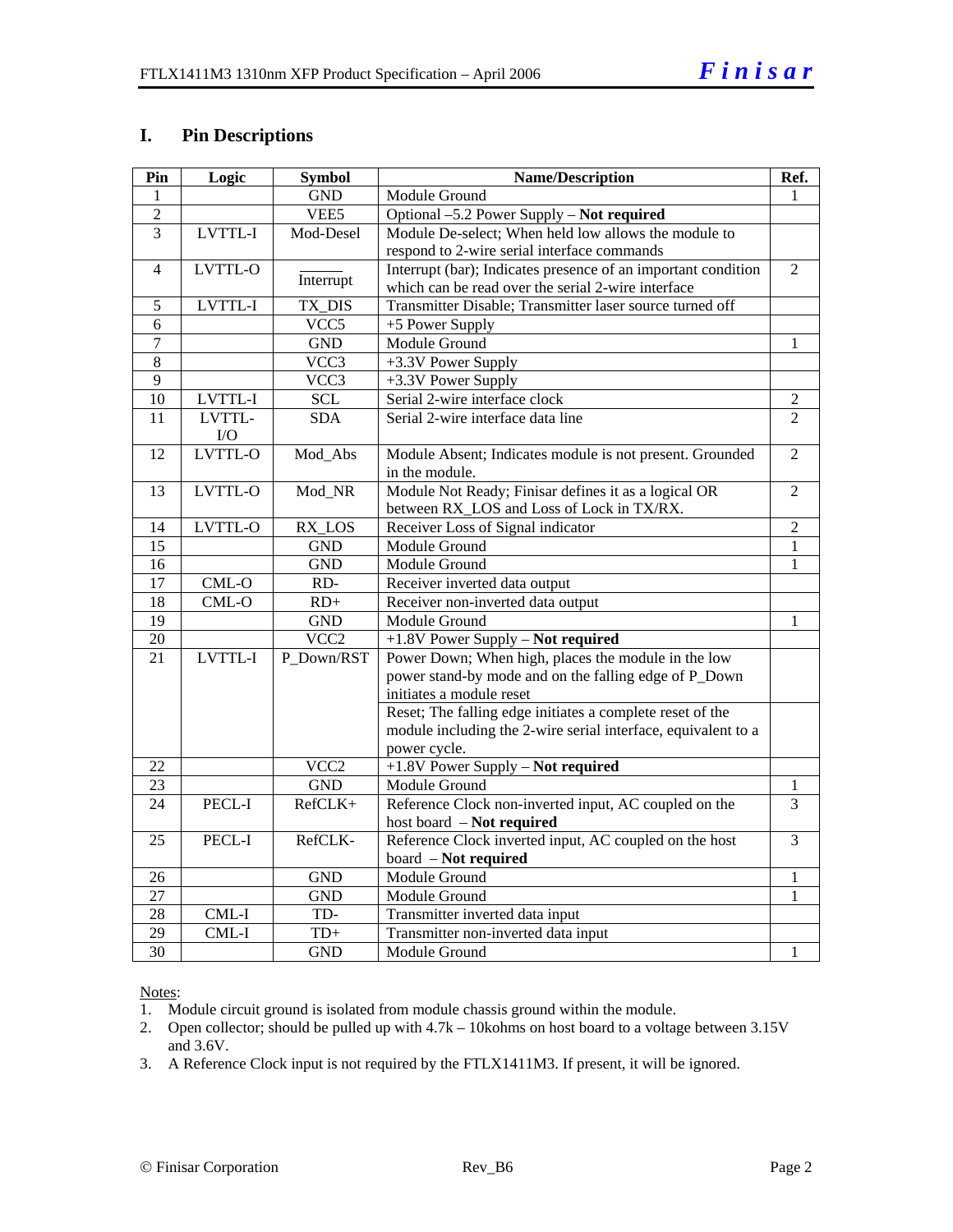## I. Pin Descriptions

| Pin | Logic | Symbol | Name/Description | Ref. |
|---|---|---|---|---|
| 1 | | GND | Module Ground | 1 |
| 2 | | VEE5 | Optional –5.2 Power Supply – **Not required** | |
| 3 | LVTTL-I | Mod-Desel | Module De-select; When held low allows the module to respond to 2-wire serial interface commands | |
| 4 | LVTTL-O | $\overline{\text{Interrupt}}$ | Interrupt (bar); Indicates presence of an important condition which can be read over the serial 2-wire interface | 2 |
| 5 | LVTTL-I | TX_DIS | Transmitter Disable; Transmitter laser source turned off | |
| 6 | | VCC5 | +5 Power Supply | |
| 7 | | GND | Module Ground | 1 |
| 8 | | VCC3 | +3.3V Power Supply | |
| 9 | | VCC3 | +3.3V Power Supply | |
| 10 | LVTTL-I | SCL | Serial 2-wire interface clock | 2 |
| 11 | LVTTL-I/O | SDA | Serial 2-wire interface data line | 2 |
| 12 | LVTTL-O | Mod_Abs | Module Absent; Indicates module is not present. Grounded in the module. | 2 |
| 13 | LVTTL-O | Mod_NR | Module Not Ready; Finisar defines it as a logical OR between RX_LOS and Loss of Lock in TX/RX. | 2 |
| 14 | LVTTL-O | RX_LOS | Receiver Loss of Signal indicator | 2 |
| 15 | | GND | Module Ground | 1 |
| 16 | | GND | Module Ground | 1 |
| 17 | CML-O | RD- | Receiver inverted data output | |
| 18 | CML-O | RD+ | Receiver non-inverted data output | |
| 19 | | GND | Module Ground | 1 |
| 20 | | VCC2 | +1.8V Power Supply – **Not required** | |
| 21 | LVTTL-I | P_Down/RST | Power Down; When high, places the module in the low power stand-by mode and on the falling edge of P_Down initiates a module reset | |
| | | | Reset; The falling edge initiates a complete reset of the module including the 2-wire serial interface, equivalent to a power cycle. | |
| 22 | | VCC2 | +1.8V Power Supply – **Not required** | |
| 23 | | GND | Module Ground | 1 |
| 24 | PECL-I | RefCLK+ | Reference Clock non-inverted input, AC coupled on the host board – **Not required** | 3 |
| 25 | PECL-I | RefCLK- | Reference Clock inverted input, AC coupled on the host board – **Not required** | 3 |
| 26 | | GND | Module Ground | 1 |
| 27 | | GND | Module Ground | 1 |
| 28 | CML-I | TD- | Transmitter inverted data input | |
| 29 | CML-I | TD+ | Transmitter non-inverted data input | |
| 30 | | GND | Module Ground | 1 |

Notes:

1. Module circuit ground is isolated from module chassis ground within the module.
2. Open collector; should be pulled up with 4.7k – 10kohms on host board to a voltage between 3.15V and 3.6V.
3. A Reference Clock input is not required by the FTLX1411M3. If present, it will be ignored.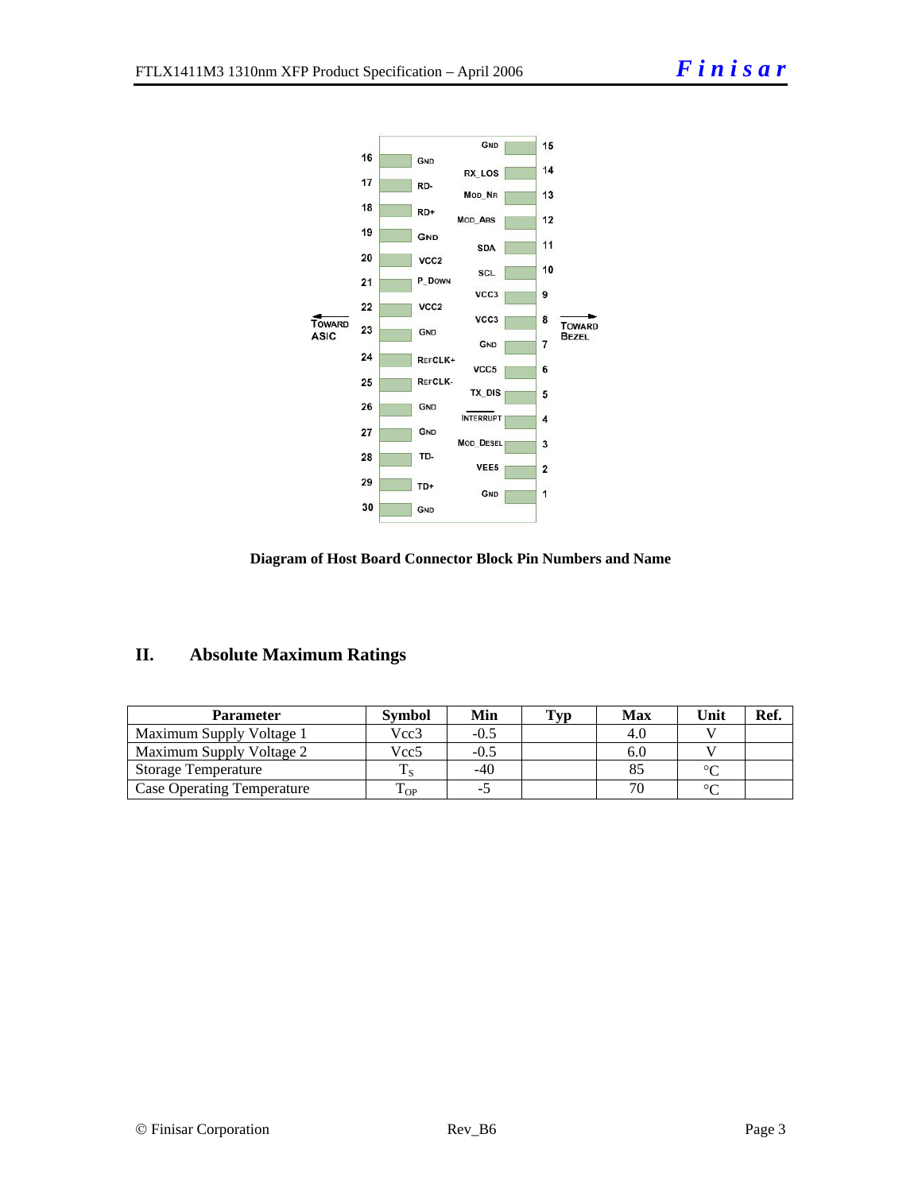| 16 | GND | | GND | 15 |
|---|---|---|---|---|
| 17 | RD- | | RX_LOS | 14 |
| 18 | RD+ | | MOD_NR | 13 |
| 19 | GND | | MOD_ABS | 12 |
| 20 | VCC2 | | SDA | 11 |
| 21 | P_DOWN | | SCL | 10 |
| 22 | VCC2 | | VCC3 | 9 |
| 23 | GND | | VCC3 | 8 |
| 24 | REFCLK+ | | GND | 7 |
| 25 | REFCLK- | | VCC5 | 6 |
| 26 | GND | | TX_DIS | 5 |
| 27 | GND | | INTERRUPT | 4 |
| 28 | TD- | | MOD_DESEL | 3 |
| 29 | TD+ | | VEE5 | 2 |
| 30 | GND | | GND | 1 |

TOWARD ASIC ← → TOWARD BEZEL

**Diagram of Host Board Connector Block Pin Numbers and Name**

## II. Absolute Maximum Ratings

| Parameter | Symbol | Min | Typ | Max | Unit | Ref. |
|---|---|---|---|---|---|---|
| Maximum Supply Voltage 1 | Vcc3 | -0.5 | | 4.0 | V | |
| Maximum Supply Voltage 2 | Vcc5 | -0.5 | | 6.0 | V | |
| Storage Temperature | $T_S$ | -40 | | 85 | °C | |
| Case Operating Temperature | $T_{OP}$ | -5 | | 70 | °C | |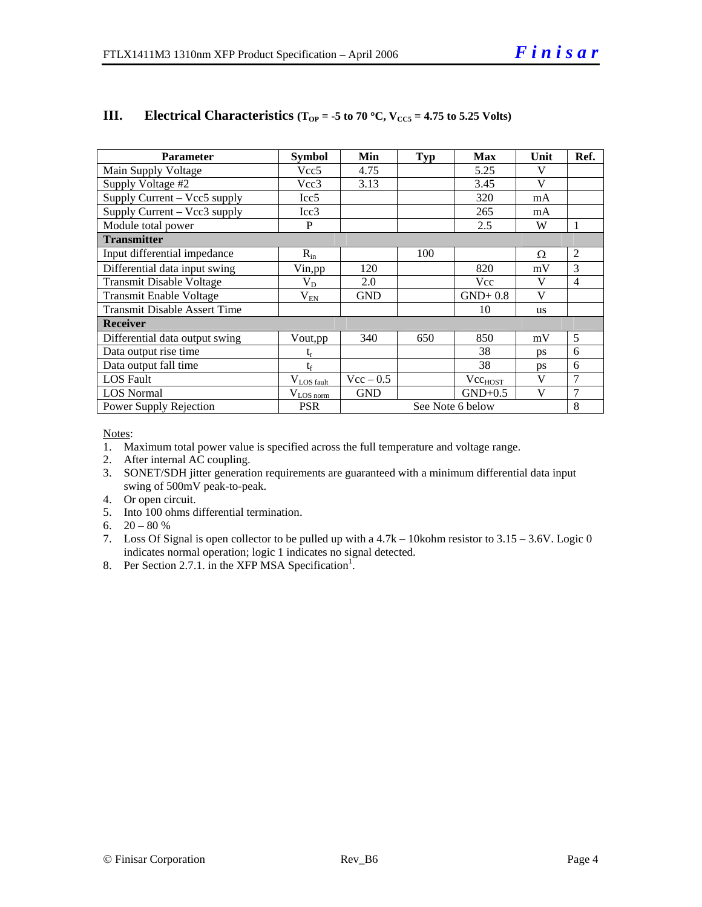## III. Electrical Characteristics ($T_{OP}$ = -5 to 70 °C, $V_{CC5}$ = 4.75 to 5.25 Volts)

| Parameter | Symbol | Min | Typ | Max | Unit | Ref. |
|---|---|---|---|---|---|---|
| Main Supply Voltage | Vcc5 | 4.75 | | 5.25 | V | |
| Supply Voltage #2 | Vcc3 | 3.13 | | 3.45 | V | |
| Supply Current – Vcc5 supply | Icc5 | | | 320 | mA | |
| Supply Current – Vcc3 supply | Icc3 | | | 265 | mA | |
| Module total power | P | | | 2.5 | W | 1 |
| **Transmitter** | | | | | | |
| Input differential impedance | $R_{in}$ | | 100 | | Ω | 2 |
| Differential data input swing | Vin,pp | 120 | | 820 | mV | 3 |
| Transmit Disable Voltage | $V_D$ | 2.0 | | Vcc | V | 4 |
| Transmit Enable Voltage | $V_{EN}$ | GND | | GND+ 0.8 | V | |
| Transmit Disable Assert Time | | | | 10 | us | |
| **Receiver** | | | | | | |
| Differential data output swing | Vout,pp | 340 | 650 | 850 | mV | 5 |
| Data output rise time | $t_r$ | | | 38 | ps | 6 |
| Data output fall time | $t_f$ | | | 38 | ps | 6 |
| LOS Fault | $V_{LOS\ fault}$ | Vcc – 0.5 | | $Vcc_{HOST}$ | V | 7 |
| LOS Normal | $V_{LOS\ norm}$ | GND | | GND+0.5 | V | 7 |
| Power Supply Rejection | PSR | See Note 6 below | | | | 8 |

Notes:

1. Maximum total power value is specified across the full temperature and voltage range.
2. After internal AC coupling.
3. SONET/SDH jitter generation requirements are guaranteed with a minimum differential data input swing of 500mV peak-to-peak.
4. Or open circuit.
5. Into 100 ohms differential termination.
6. 20 – 80 %
7. Loss Of Signal is open collector to be pulled up with a 4.7k – 10kohm resistor to 3.15 – 3.6V. Logic 0 indicates normal operation; logic 1 indicates no signal detected.
8. Per Section 2.7.1. in the XFP MSA Specification[1].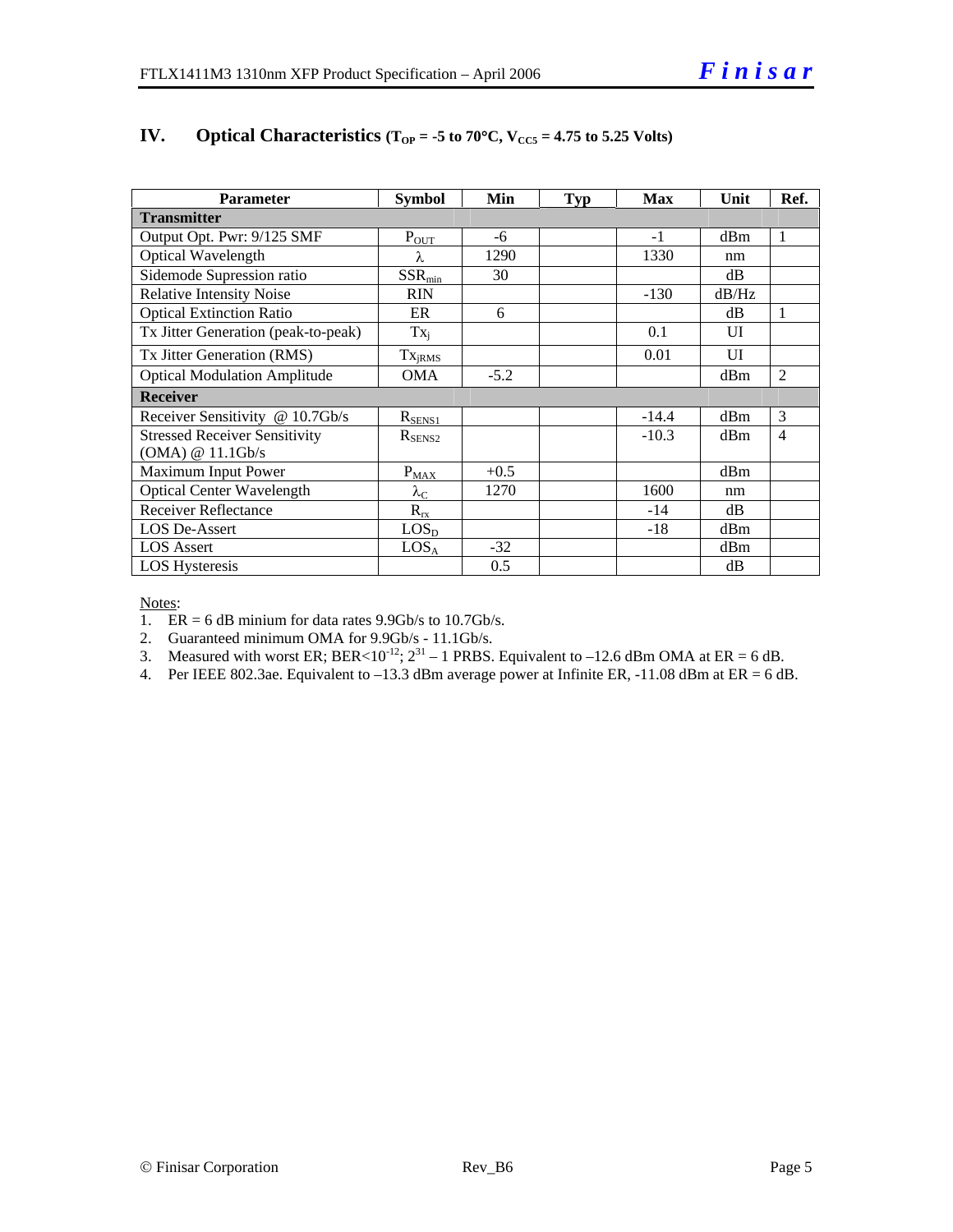## IV. Optical Characteristics ($T_{OP}$ = -5 to 70°C, $V_{CC5}$ = 4.75 to 5.25 Volts)

| Parameter | Symbol | Min | Typ | Max | Unit | Ref. |
|---|---|---|---|---|---|---|
| **Transmitter** | | | | | | |
| Output Opt. Pwr: 9/125 SMF | $P_{OUT}$ | -6 | | -1 | dBm | 1 |
| Optical Wavelength | $\lambda$ | 1290 | | 1330 | nm | |
| Sidemode Supression ratio | $SSR_{min}$ | 30 | | | dB | |
| Relative Intensity Noise | RIN | | | -130 | dB/Hz | |
| Optical Extinction Ratio | ER | 6 | | | dB | 1 |
| Tx Jitter Generation (peak-to-peak) | $Tx_j$ | | | 0.1 | UI | |
| Tx Jitter Generation (RMS) | $Tx_{jRMS}$ | | | 0.01 | UI | |
| Optical Modulation Amplitude | OMA | -5.2 | | | dBm | 2 |
| **Receiver** | | | | | | |
| Receiver Sensitivity @ 10.7Gb/s | $R_{SENS1}$ | | | -14.4 | dBm | 3 |
| Stressed Receiver Sensitivity (OMA) @ 11.1Gb/s | $R_{SENS2}$ | | | -10.3 | dBm | 4 |
| Maximum Input Power | $P_{MAX}$ | +0.5 | | | dBm | |
| Optical Center Wavelength | $\lambda_C$ | 1270 | | 1600 | nm | |
| Receiver Reflectance | $R_{rx}$ | | | -14 | dB | |
| LOS De-Assert | $LOS_D$ | | | -18 | dBm | |
| LOS Assert | $LOS_A$ | -32 | | | dBm | |
| LOS Hysteresis | | 0.5 | | | dB | |

Notes:

1. ER = 6 dB minium for data rates 9.9Gb/s to 10.7Gb/s.
2. Guaranteed minimum OMA for 9.9Gb/s - 11.1Gb/s.
3. Measured with worst ER; BER<$10^{-12}$; $2^{31} - 1$ PRBS. Equivalent to –12.6 dBm OMA at ER = 6 dB.
4. Per IEEE 802.3ae. Equivalent to –13.3 dBm average power at Infinite ER, -11.08 dBm at ER = 6 dB.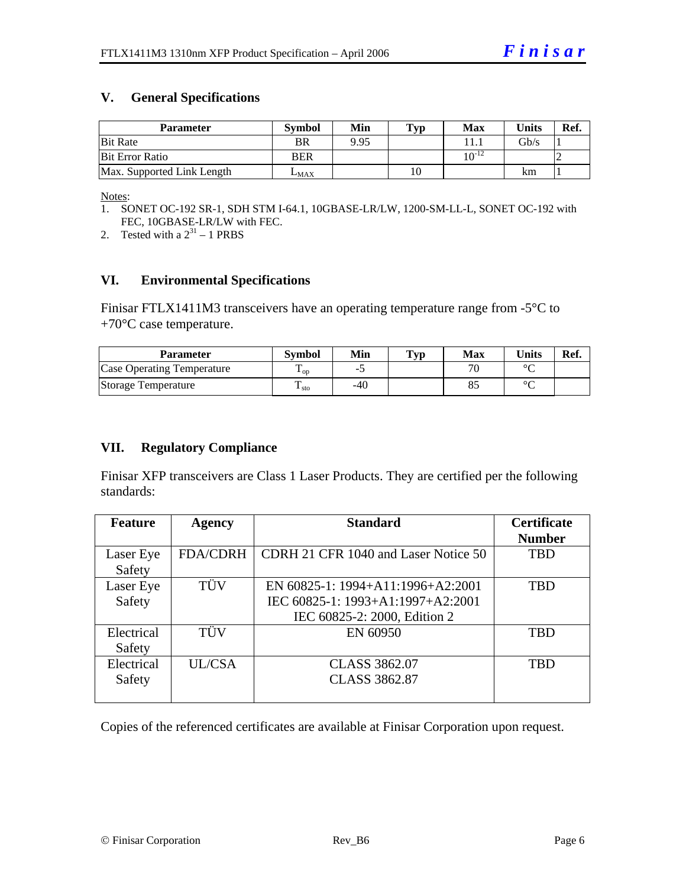## V. General Specifications

| Parameter | Symbol | Min | Typ | Max | Units | Ref. |
|---|---|---|---|---|---|---|
| Bit Rate | BR | 9.95 | | 11.1 | Gb/s | 1 |
| Bit Error Ratio | BER | | | $10^{-12}$ | | 2 |
| Max. Supported Link Length | $L_{MAX}$ | | 10 | | km | 1 |

Notes:

1. SONET OC-192 SR-1, SDH STM I-64.1, 10GBASE-LR/LW, 1200-SM-LL-L, SONET OC-192 with FEC, 10GBASE-LR/LW with FEC.
2. Tested with a $2^{31} - 1$ PRBS

## VI. Environmental Specifications

Finisar FTLX1411M3 transceivers have an operating temperature range from -5°C to +70°C case temperature.

| Parameter | Symbol | Min | Typ | Max | Units | Ref. |
|---|---|---|---|---|---|---|
| Case Operating Temperature | $T_{op}$ | -5 | | 70 | °C | |
| Storage Temperature | $T_{sto}$ | -40 | | 85 | °C | |

## VII. Regulatory Compliance

Finisar XFP transceivers are Class 1 Laser Products. They are certified per the following standards:

| Feature | Agency | Standard | Certificate Number |
|---|---|---|---|
| Laser Eye Safety | FDA/CDRH | CDRH 21 CFR 1040 and Laser Notice 50 | TBD |
| Laser Eye Safety | TÜV | EN 60825-1: 1994+A11:1996+A2:2001<br>IEC 60825-1: 1993+A1:1997+A2:2001<br>IEC 60825-2: 2000, Edition 2 | TBD |
| Electrical Safety | TÜV | EN 60950 | TBD |
| Electrical Safety | UL/CSA | CLASS 3862.07<br>CLASS 3862.87 | TBD |

Copies of the referenced certificates are available at Finisar Corporation upon request.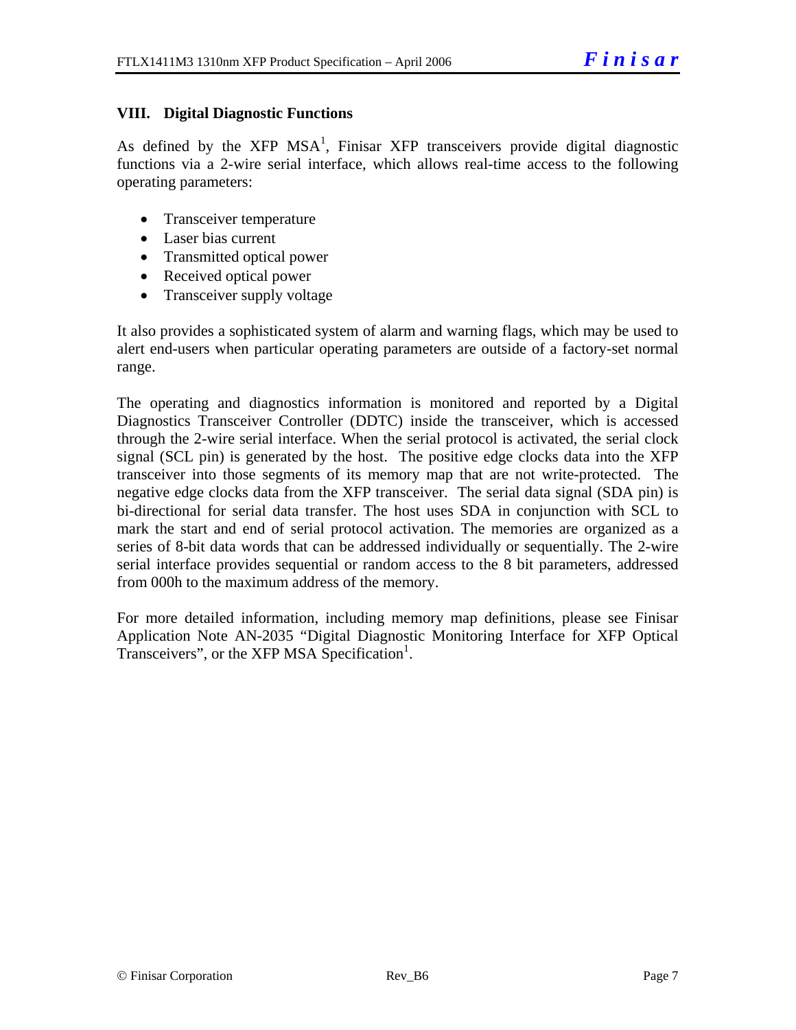## VIII. Digital Diagnostic Functions

As defined by the XFP MSA[1], Finisar XFP transceivers provide digital diagnostic functions via a 2-wire serial interface, which allows real-time access to the following operating parameters:

- Transceiver temperature
- Laser bias current
- Transmitted optical power
- Received optical power
- Transceiver supply voltage

It also provides a sophisticated system of alarm and warning flags, which may be used to alert end-users when particular operating parameters are outside of a factory-set normal range.

The operating and diagnostics information is monitored and reported by a Digital Diagnostics Transceiver Controller (DDTC) inside the transceiver, which is accessed through the 2-wire serial interface. When the serial protocol is activated, the serial clock signal (SCL pin) is generated by the host. The positive edge clocks data into the XFP transceiver into those segments of its memory map that are not write-protected. The negative edge clocks data from the XFP transceiver. The serial data signal (SDA pin) is bi-directional for serial data transfer. The host uses SDA in conjunction with SCL to mark the start and end of serial protocol activation. The memories are organized as a series of 8-bit data words that can be addressed individually or sequentially. The 2-wire serial interface provides sequential or random access to the 8 bit parameters, addressed from 000h to the maximum address of the memory.

For more detailed information, including memory map definitions, please see Finisar Application Note AN-2035 "Digital Diagnostic Monitoring Interface for XFP Optical Transceivers", or the XFP MSA Specification[1].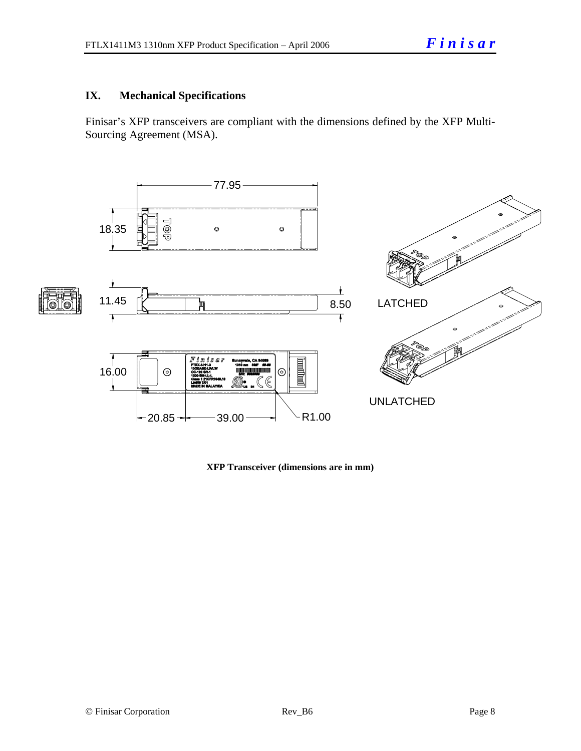## IX. Mechanical Specifications

Finisar's XFP transceivers are compliant with the dimensions defined by the XFP Multi-Sourcing Agreement (MSA).

**XFP Transceiver (dimensions are in mm)**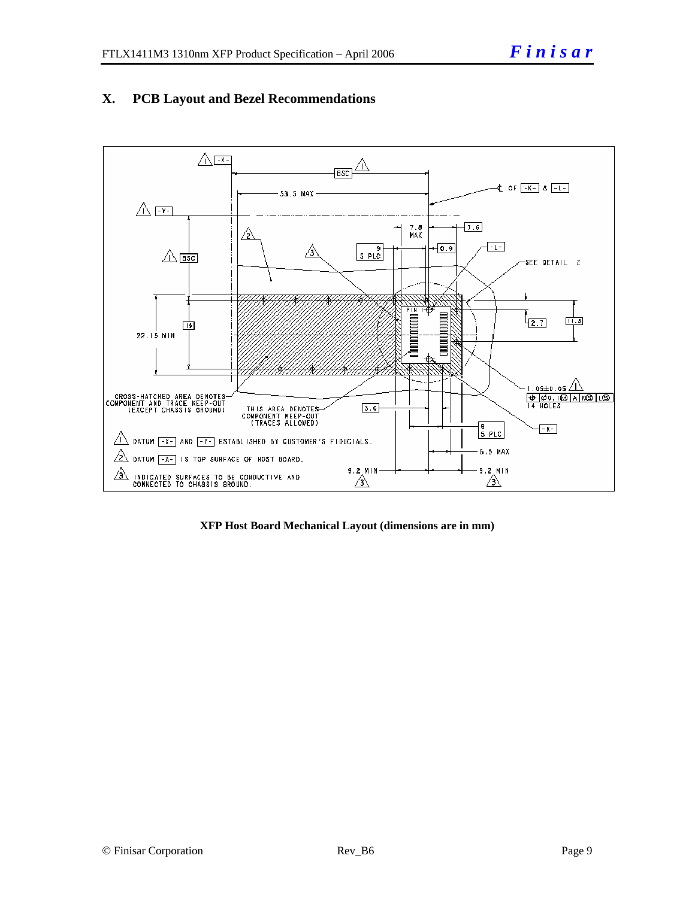# X. PCB Layout and Bezel Recommendations

**XFP Host Board Mechanical Layout (dimensions are in mm)**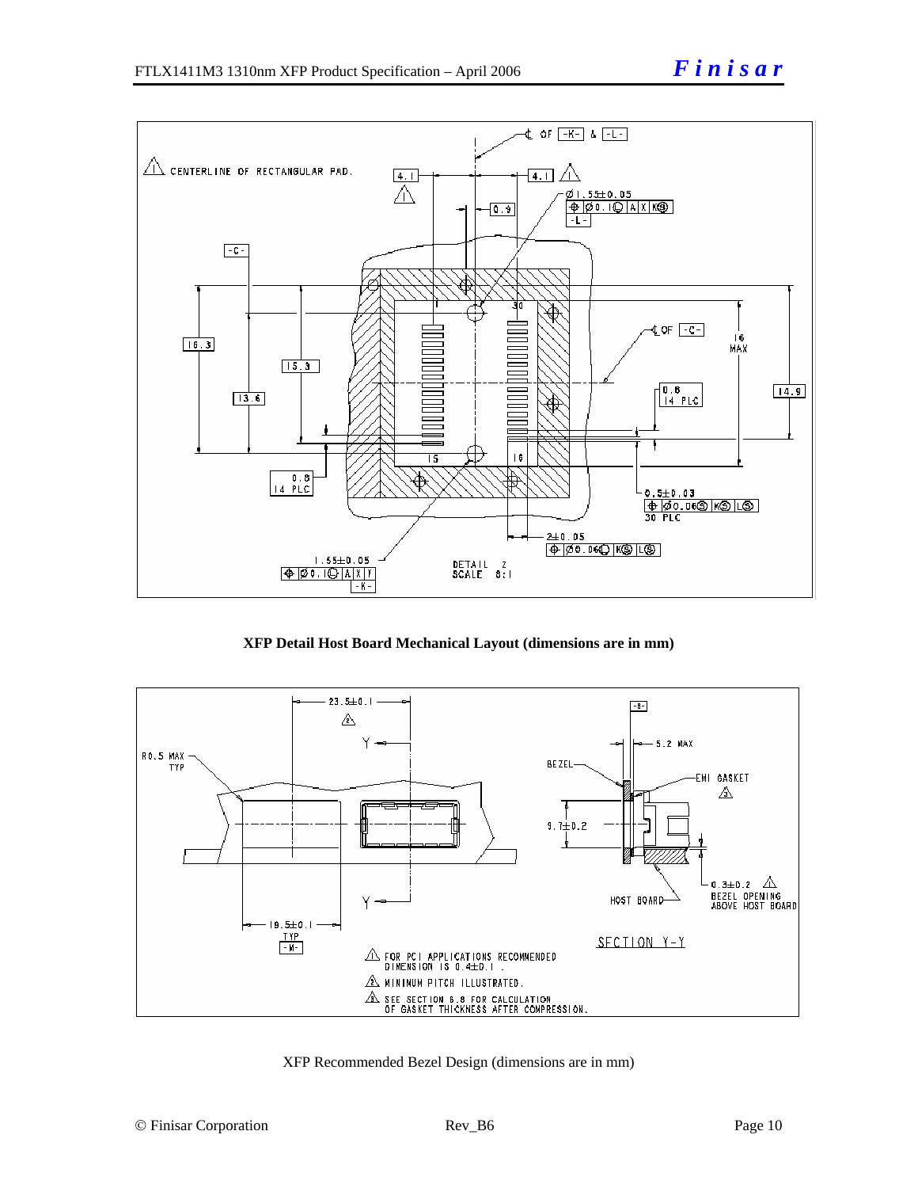XFP Detail Host Board Mechanical Layout (dimensions are in mm)

XFP Recommended Bezel Design (dimensions are in mm)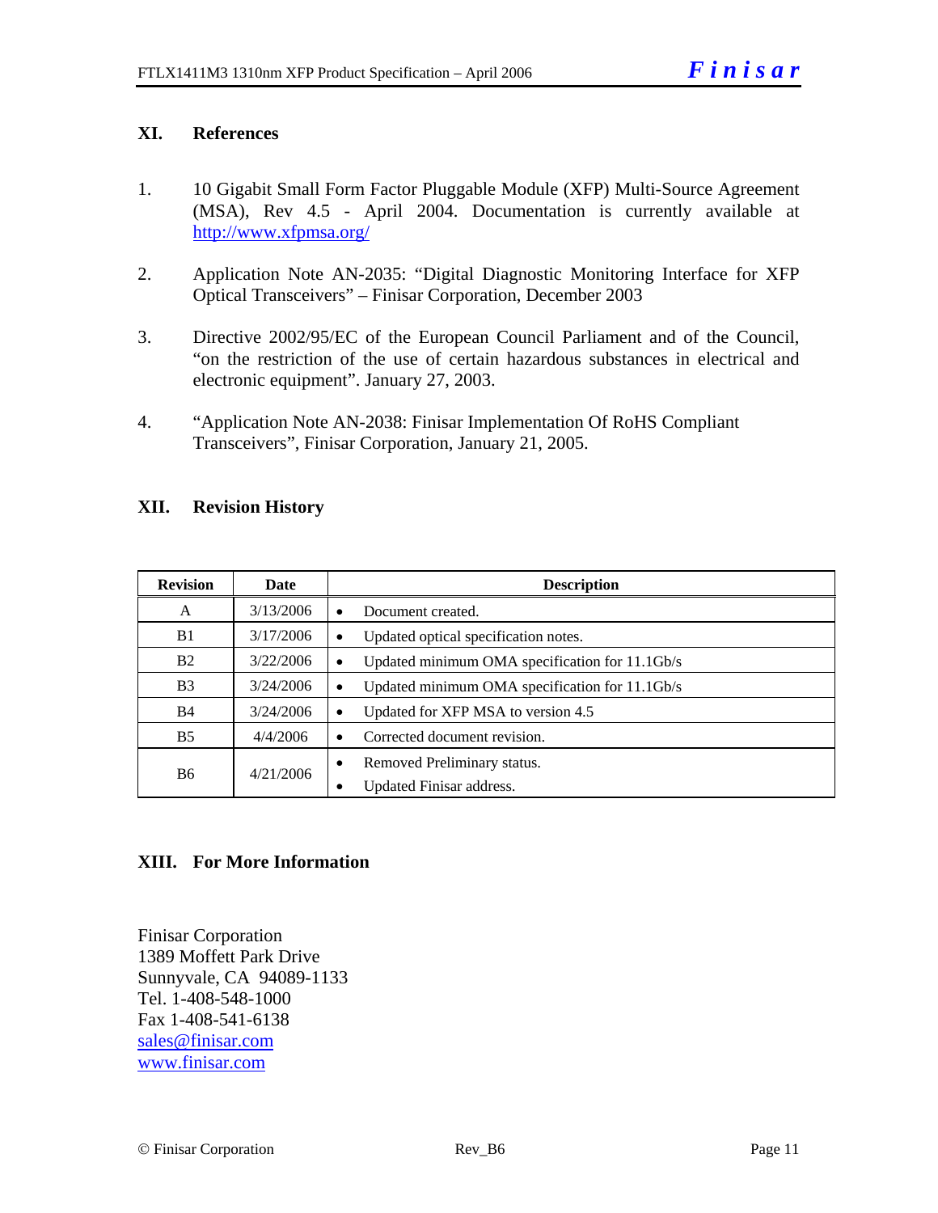## XI. References

1. 10 Gigabit Small Form Factor Pluggable Module (XFP) Multi-Source Agreement (MSA), Rev 4.5 - April 2004. Documentation is currently available at http://www.xfpmsa.org/

2. Application Note AN-2035: "Digital Diagnostic Monitoring Interface for XFP Optical Transceivers" – Finisar Corporation, December 2003

3. Directive 2002/95/EC of the European Council Parliament and of the Council, "on the restriction of the use of certain hazardous substances in electrical and electronic equipment". January 27, 2003.

4. "Application Note AN-2038: Finisar Implementation Of RoHS Compliant Transceivers", Finisar Corporation, January 21, 2005.

## XII. Revision History

| Revision | Date | Description |
|---|---|---|
| A | 3/13/2006 | • Document created. |
| B1 | 3/17/2006 | • Updated optical specification notes. |
| B2 | 3/22/2006 | • Updated minimum OMA specification for 11.1Gb/s |
| B3 | 3/24/2006 | • Updated minimum OMA specification for 11.1Gb/s |
| B4 | 3/24/2006 | • Updated for XFP MSA to version 4.5 |
| B5 | 4/4/2006 | • Corrected document revision. |
| B6 | 4/21/2006 | • Removed Preliminary status.<br>• Updated Finisar address. |

## XIII. For More Information

Finisar Corporation
1389 Moffett Park Drive
Sunnyvale, CA 94089-1133
Tel. 1-408-548-1000
Fax 1-408-541-6138
sales@finisar.com
www.finisar.com